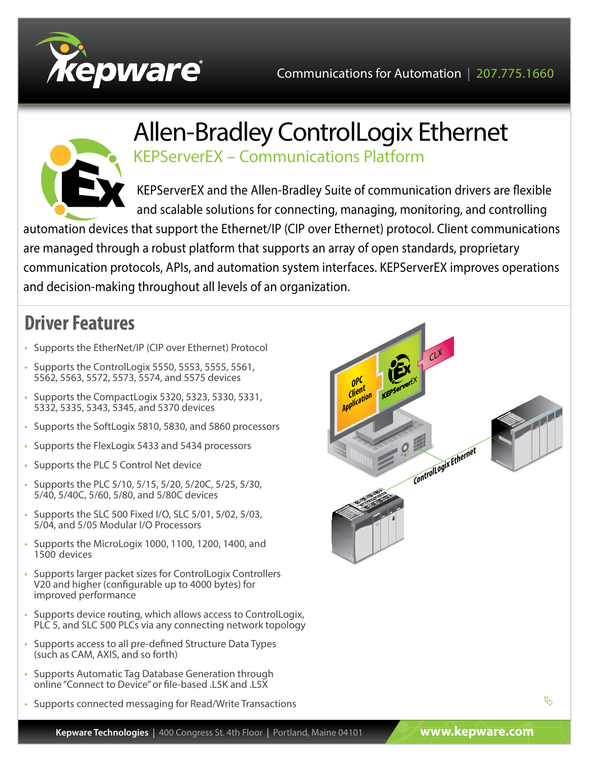# Allen-Bradley ControlLogix Ethernet

## KEPServerEX – Communications Platform

KEPServerEX and the Allen-Bradley Suite of communication drivers are flexible and scalable solutions for connecting, managing, monitoring, and controlling automation devices that support the Ethernet/IP (CIP over Ethernet) protocol. Client communications are managed through a robust platform that supports an array of open standards, proprietary communication protocols, APIs, and automation system interfaces. KEPServerEX improves operations and decision-making throughout all levels of an organization.

## Driver Features

- Supports the EtherNet/IP (CIP over Ethernet) Protocol
- Supports the ControlLogix 5550, 5553, 5555, 5561, 5562, 5563, 5572, 5573, 5574, and 5575 devices
- Supports the CompactLogix 5320, 5323, 5330, 5331, 5332, 5335, 5343, 5345, and 5370 devices
- Supports the SoftLogix 5810, 5830, and 5860 processors
- Supports the FlexLogix 5433 and 5434 processors
- Supports the PLC 5 Control Net device
- Supports the PLC 5/10, 5/15, 5/20, 5/20C, 5/25, 5/30, 5/40, 5/40C, 5/60, 5/80, and 5/80C devices
- Supports the SLC 500 Fixed I/O, SLC 5/01, 5/02, 5/03, 5/04, and 5/05 Modular I/O Processors
- Supports the MicroLogix 1000, 1100, 1200, 1400, and 1500 devices
- Supports larger packet sizes for ControlLogix Controllers V20 and higher (configurable up to 4000 bytes) for improved performance
- Supports device routing, which allows access to ControlLogix, PLC 5, and SLC 500 PLCs via any connecting network topology
- Supports access to all pre-defined Structure Data Types (such as CAM, AXIS, and so forth)
- Supports Automatic Tag Database Generation through online "Connect to Device" or file-based .L5K and .L5X
- Supports connected messaging for Read/Write Transactions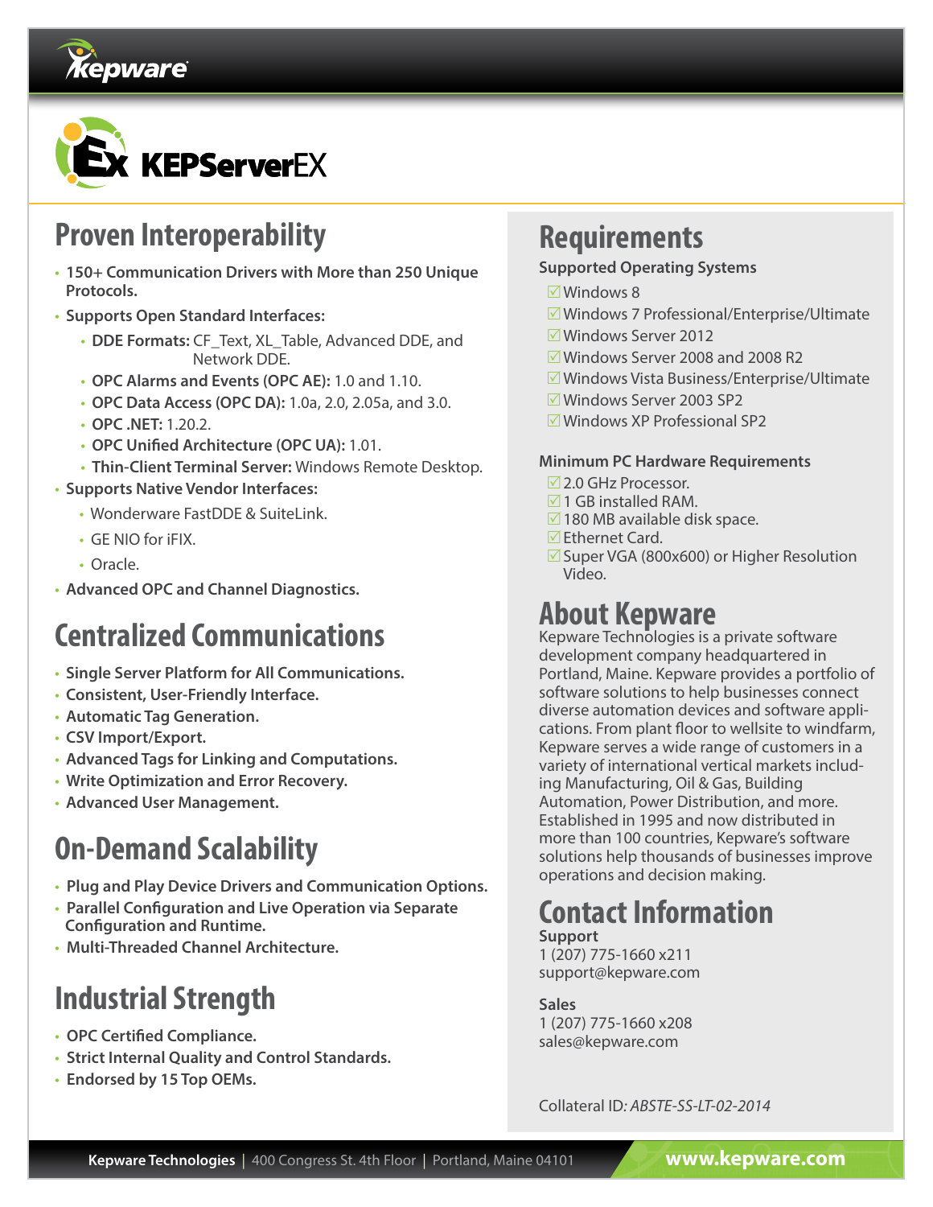# KEPServerEX

## Proven Interoperability

- **150+ Communication Drivers with More than 250 Unique Protocols.**
- **Supports Open Standard Interfaces:**
  - **DDE Formats:** CF_Text, XL_Table, Advanced DDE, and Network DDE.
  - **OPC Alarms and Events (OPC AE):** 1.0 and 1.10.
  - **OPC Data Access (OPC DA):** 1.0a, 2.0, 2.05a, and 3.0.
  - **OPC .NET:** 1.20.2.
  - **OPC Unified Architecture (OPC UA):** 1.01.
  - **Thin-Client Terminal Server:** Windows Remote Desktop.
- **Supports Native Vendor Interfaces:**
  - Wonderware FastDDE & SuiteLink.
  - GE NIO for iFIX.
  - Oracle.
- **Advanced OPC and Channel Diagnostics.**

## Centralized Communications

- **Single Server Platform for All Communications.**
- **Consistent, User-Friendly Interface.**
- **Automatic Tag Generation.**
- **CSV Import/Export.**
- **Advanced Tags for Linking and Computations.**
- **Write Optimization and Error Recovery.**
- **Advanced User Management.**

## On-Demand Scalability

- **Plug and Play Device Drivers and Communication Options.**
- **Parallel Configuration and Live Operation via Separate Configuration and Runtime.**
- **Multi-Threaded Channel Architecture.**

## Industrial Strength

- **OPC Certified Compliance.**
- **Strict Internal Quality and Control Standards.**
- **Endorsed by 15 Top OEMs.**

## Requirements

**Supported Operating Systems**

- ☑ Windows 8
- ☑ Windows 7 Professional/Enterprise/Ultimate
- ☑ Windows Server 2012
- ☑ Windows Server 2008 and 2008 R2
- ☑ Windows Vista Business/Enterprise/Ultimate
- ☑ Windows Server 2003 SP2
- ☑ Windows XP Professional SP2

**Minimum PC Hardware Requirements**

- ☑ 2.0 GHz Processor.
- ☑ 1 GB installed RAM.
- ☑ 180 MB available disk space.
- ☑ Ethernet Card.
- ☑ Super VGA (800x600) or Higher Resolution Video.

## About Kepware

Kepware Technologies is a private software development company headquartered in Portland, Maine. Kepware provides a portfolio of software solutions to help businesses connect diverse automation devices and software applications. From plant floor to wellsite to windfarm, Kepware serves a wide range of customers in a variety of international vertical markets including Manufacturing, Oil & Gas, Building Automation, Power Distribution, and more. Established in 1995 and now distributed in more than 100 countries, Kepware's software solutions help thousands of businesses improve operations and decision making.

## Contact Information

**Support**
1 (207) 775-1660 x211
support@kepware.com

**Sales**
1 (207) 775-1660 x208
sales@kepware.com

Collateral ID: *ABSTE-SS-LT-02-2014*

**Kepware Technologies** | 400 Congress St. 4th Floor | Portland, Maine 04101 **www.kepware.com**